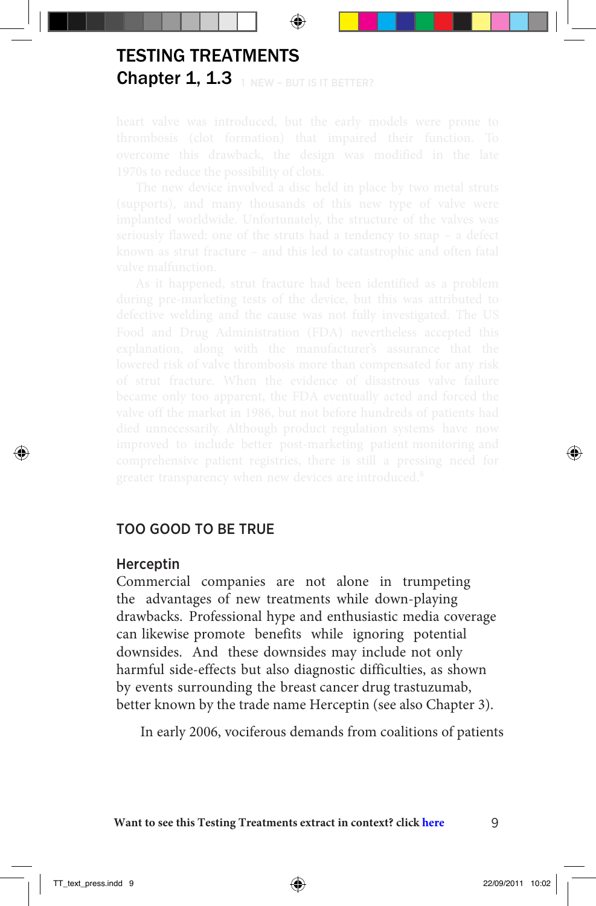# TESTING TREATMENTS

## Chapter 1, 1.3

heart valve was introduced, but the early models were prone to thrombosis (clot formation) that impaired their function. To overcome this drawback, the design was modified in the late 1970s to reduce the possibility of clots.

The new device involved a disc held in place by two metal struts (supports), and many thousands of this new type of valve were implanted worldwide. Unfortunately, the structure of the valves was seriously flawed: one of the struts had a tendency to snap – a defect known as strut fracture – and this led to catastrophic and often fatal valve malfunction.

As it happened, strut fracture had been identified as a problem during pre-marketing tests of the device, but this was attributed to defective welding and the cause was not fully investigated. The US Food and Drug Administration (FDA) nevertheless accepted this explanation, along with the manufacturer's assurance that the lowered risk of valve thrombosis more than compensated for any risk of strut fracture. When the evidence of disastrous valve failure became only too apparent, the FDA eventually acted and forced the valve off the market in 1986, but not before hundreds of patients had died unnecessarily. Although product regulation systems have now improved to include better post-marketing patient monitoring and comprehensive patient registries, there is still a pressing need for greater transparency when new devices are introduced.[8]

## TOO GOOD TO BE TRUE

### Herceptin

Commercial companies are not alone in trumpeting the advantages of new treatments while down-playing drawbacks. Professional hype and enthusiastic media coverage can likewise promote benefits while ignoring potential downsides. And these downsides may include not only harmful side-effects but also diagnostic difficulties, as shown by events surrounding the breast cancer drug trastuzumab, better known by the trade name Herceptin (see also Chapter 3).

In early 2006, vociferous demands from coalitions of patients

**Want to see this Testing Treatments extract in context? click here**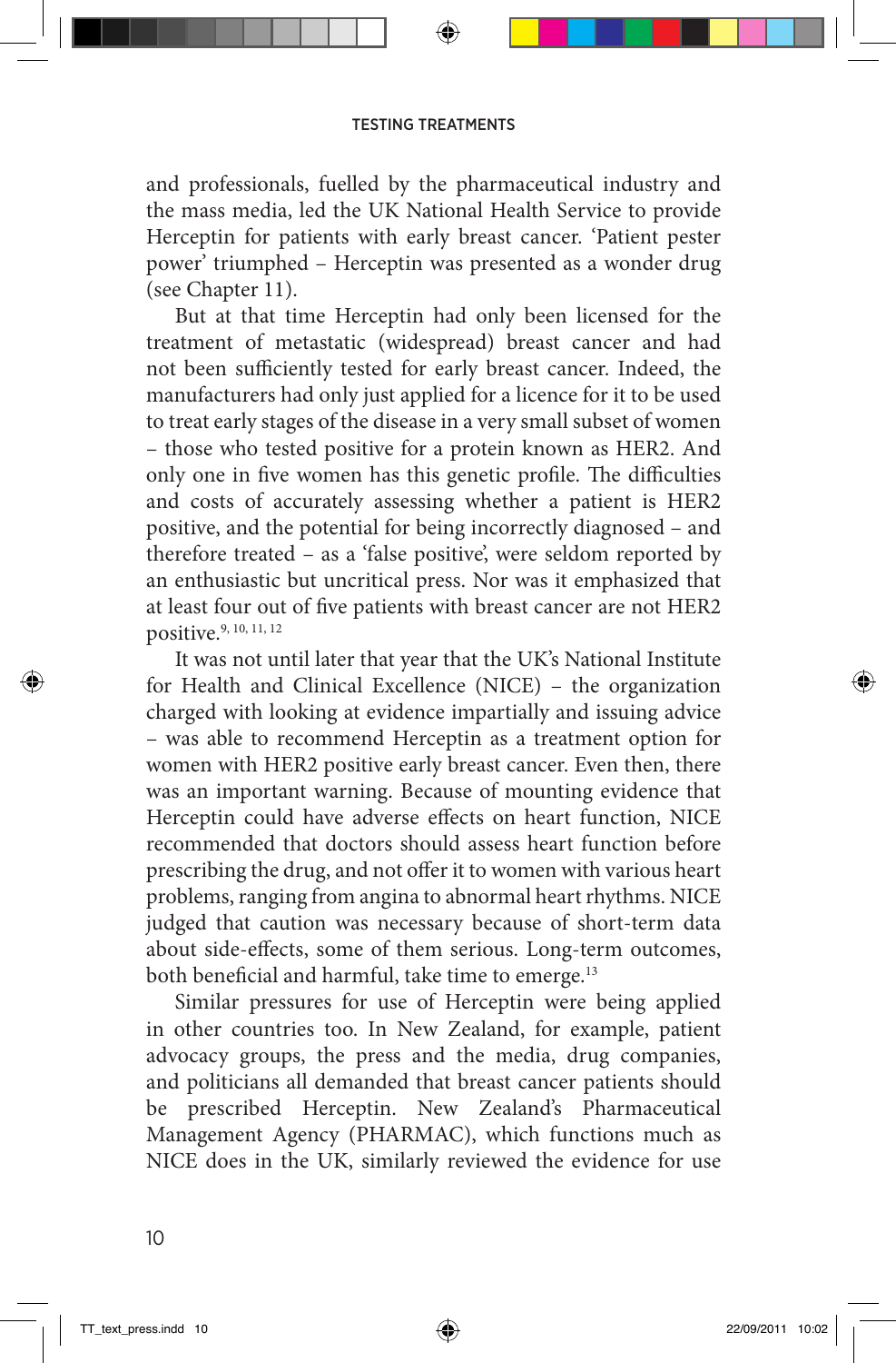and professionals, fuelled by the pharmaceutical industry and the mass media, led the UK National Health Service to provide Herceptin for patients with early breast cancer. 'Patient pester power' triumphed – Herceptin was presented as a wonder drug (see Chapter 11).

But at that time Herceptin had only been licensed for the treatment of metastatic (widespread) breast cancer and had not been sufficiently tested for early breast cancer. Indeed, the manufacturers had only just applied for a licence for it to be used to treat early stages of the disease in a very small subset of women – those who tested positive for a protein known as HER2. And only one in five women has this genetic profile. The difficulties and costs of accurately assessing whether a patient is HER2 positive, and the potential for being incorrectly diagnosed – and therefore treated – as a 'false positive', were seldom reported by an enthusiastic but uncritical press. Nor was it emphasized that at least four out of five patients with breast cancer are not HER2 positive.[9, 10, 11, 12]

It was not until later that year that the UK's National Institute for Health and Clinical Excellence (NICE) – the organization charged with looking at evidence impartially and issuing advice – was able to recommend Herceptin as a treatment option for women with HER2 positive early breast cancer. Even then, there was an important warning. Because of mounting evidence that Herceptin could have adverse effects on heart function, NICE recommended that doctors should assess heart function before prescribing the drug, and not offer it to women with various heart problems, ranging from angina to abnormal heart rhythms. NICE judged that caution was necessary because of short-term data about side-effects, some of them serious. Long-term outcomes, both beneficial and harmful, take time to emerge.[13]

Similar pressures for use of Herceptin were being applied in other countries too. In New Zealand, for example, patient advocacy groups, the press and the media, drug companies, and politicians all demanded that breast cancer patients should be prescribed Herceptin. New Zealand's Pharmaceutical Management Agency (PHARMAC), which functions much as NICE does in the UK, similarly reviewed the evidence for use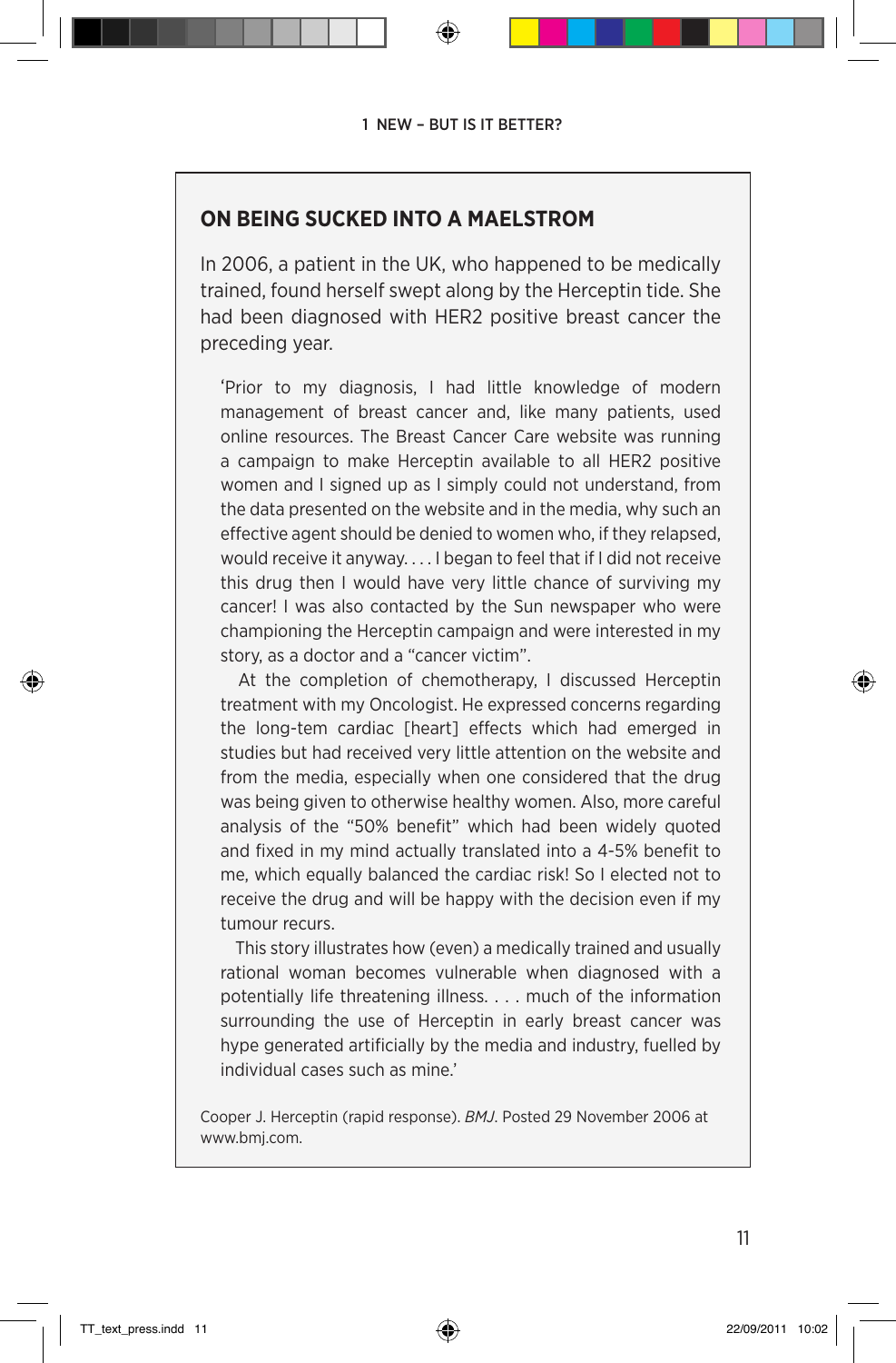## ON BEING SUCKED INTO A MAELSTROM

In 2006, a patient in the UK, who happened to be medically trained, found herself swept along by the Herceptin tide. She had been diagnosed with HER2 positive breast cancer the preceding year.

> 'Prior to my diagnosis, I had little knowledge of modern management of breast cancer and, like many patients, used online resources. The Breast Cancer Care website was running a campaign to make Herceptin available to all HER2 positive women and I signed up as I simply could not understand, from the data presented on the website and in the media, why such an effective agent should be denied to women who, if they relapsed, would receive it anyway. . . . I began to feel that if I did not receive this drug then I would have very little chance of surviving my cancer! I was also contacted by the Sun newspaper who were championing the Herceptin campaign and were interested in my story, as a doctor and a "cancer victim".
>
> At the completion of chemotherapy, I discussed Herceptin treatment with my Oncologist. He expressed concerns regarding the long-tem cardiac [heart] effects which had emerged in studies but had received very little attention on the website and from the media, especially when one considered that the drug was being given to otherwise healthy women. Also, more careful analysis of the "50% benefit" which had been widely quoted and fixed in my mind actually translated into a 4-5% benefit to me, which equally balanced the cardiac risk! So I elected not to receive the drug and will be happy with the decision even if my tumour recurs.
>
> This story illustrates how (even) a medically trained and usually rational woman becomes vulnerable when diagnosed with a potentially life threatening illness. . . . much of the information surrounding the use of Herceptin in early breast cancer was hype generated artificially by the media and industry, fuelled by individual cases such as mine.'

Cooper J. Herceptin (rapid response). *BMJ*. Posted 29 November 2006 at www.bmj.com.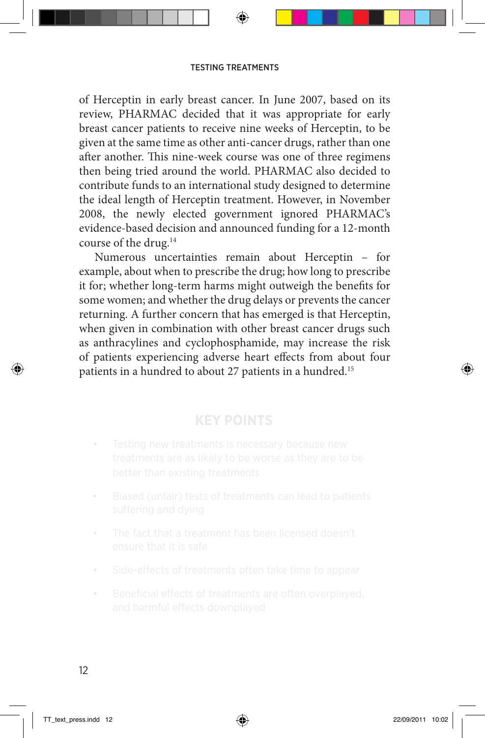of Herceptin in early breast cancer. In June 2007, based on its review, PHARMAC decided that it was appropriate for early breast cancer patients to receive nine weeks of Herceptin, to be given at the same time as other anti-cancer drugs, rather than one after another. This nine-week course was one of three regimens then being tried around the world. PHARMAC also decided to contribute funds to an international study designed to determine the ideal length of Herceptin treatment. However, in November 2008, the newly elected government ignored PHARMAC's evidence-based decision and announced funding for a 12-month course of the drug.[14]

Numerous uncertainties remain about Herceptin – for example, about when to prescribe the drug; how long to prescribe it for; whether long-term harms might outweigh the benefits for some women; and whether the drug delays or prevents the cancer returning. A further concern that has emerged is that Herceptin, when given in combination with other breast cancer drugs such as anthracylines and cyclophosphamide, may increase the risk of patients experiencing adverse heart effects from about four patients in a hundred to about 27 patients in a hundred.[15]

## KEY POINTS

- Testing new treatments is necessary because new treatments are as likely to be worse as they are to be better than existing treatments
- Biased (unfair) tests of treatments can lead to patients suffering and dying
- The fact that a treatment has been licensed doesn't ensure that it is safe
- Side-effects of treatments often take time to appear
- Beneficial effects of treatments are often overplayed, and harmful effects downplayed